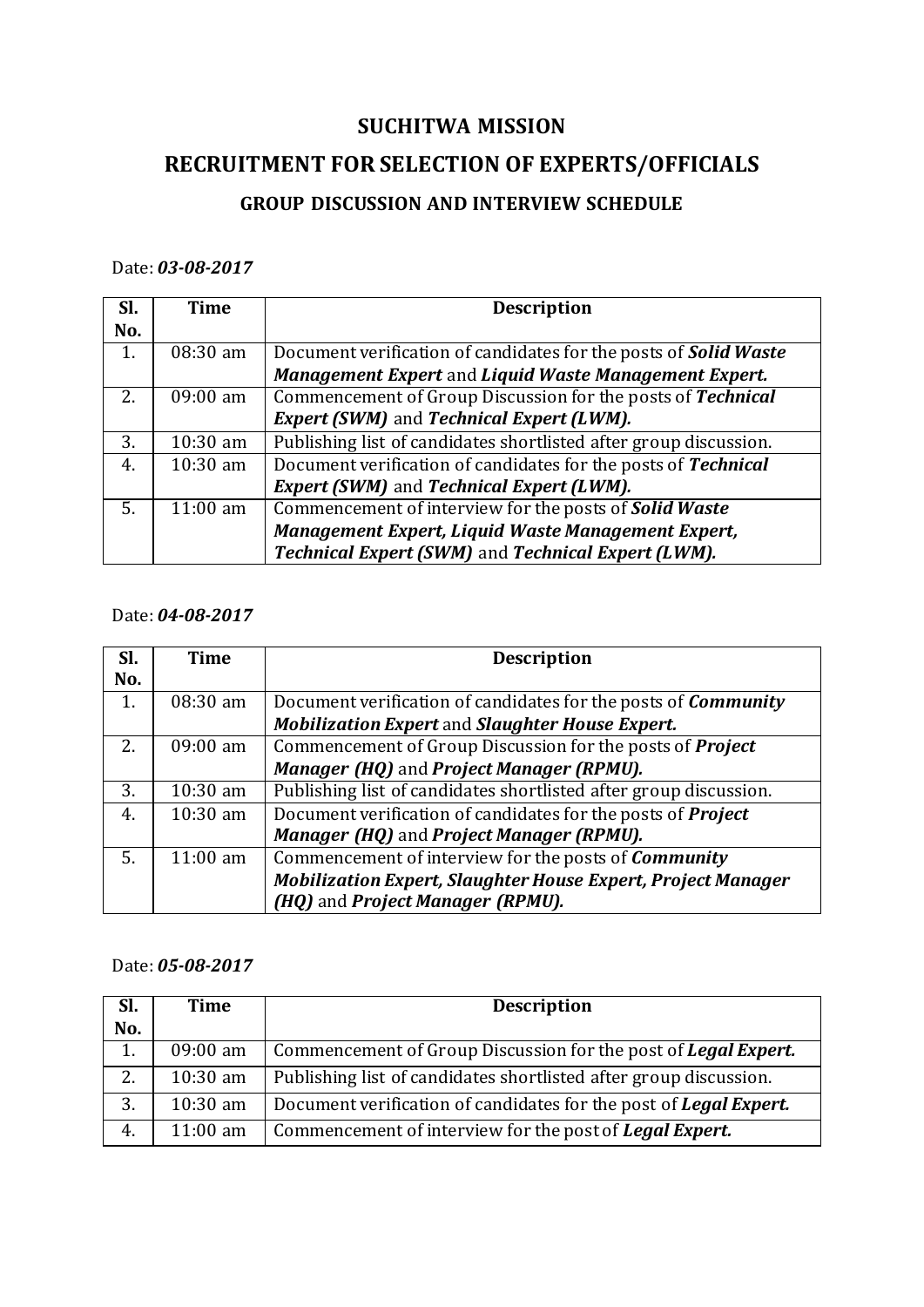# SUCHITWA MISSION

## RECRUITMENT FOR SELECTION OF EXPERTS/OFFICIALS

### GROUP DISCUSSION AND INTERVIEW SCHEDULE

Date: ***03-08-2017***

| Sl. No. | Time | Description |
|---|---|---|
| 1. | 08:30 am | Document verification of candidates for the posts of ***Solid Waste Management Expert*** and ***Liquid Waste Management Expert.*** |
| 2. | 09:00 am | Commencement of Group Discussion for the posts of ***Technical Expert (SWM)*** and ***Technical Expert (LWM).*** |
| 3. | 10:30 am | Publishing list of candidates shortlisted after group discussion. |
| 4. | 10:30 am | Document verification of candidates for the posts of ***Technical Expert (SWM)*** and ***Technical Expert (LWM).*** |
| 5. | 11:00 am | Commencement of interview for the posts of ***Solid Waste Management Expert, Liquid Waste Management Expert, Technical Expert (SWM)*** and ***Technical Expert (LWM).*** |

Date: ***04-08-2017***

| Sl. No. | Time | Description |
|---|---|---|
| 1. | 08:30 am | Document verification of candidates for the posts of ***Community Mobilization Expert*** and ***Slaughter House Expert.*** |
| 2. | 09:00 am | Commencement of Group Discussion for the posts of ***Project Manager (HQ)*** and ***Project Manager (RPMU).*** |
| 3. | 10:30 am | Publishing list of candidates shortlisted after group discussion. |
| 4. | 10:30 am | Document verification of candidates for the posts of ***Project Manager (HQ)*** and ***Project Manager (RPMU).*** |
| 5. | 11:00 am | Commencement of interview for the posts of ***Community Mobilization Expert, Slaughter House Expert, Project Manager (HQ)*** and ***Project Manager (RPMU).*** |

Date: ***05-08-2017***

| Sl. No. | Time | Description |
|---|---|---|
| 1. | 09:00 am | Commencement of Group Discussion for the post of ***Legal Expert.*** |
| 2. | 10:30 am | Publishing list of candidates shortlisted after group discussion. |
| 3. | 10:30 am | Document verification of candidates for the post of ***Legal Expert.*** |
| 4. | 11:00 am | Commencement of interview for the post of ***Legal Expert.*** |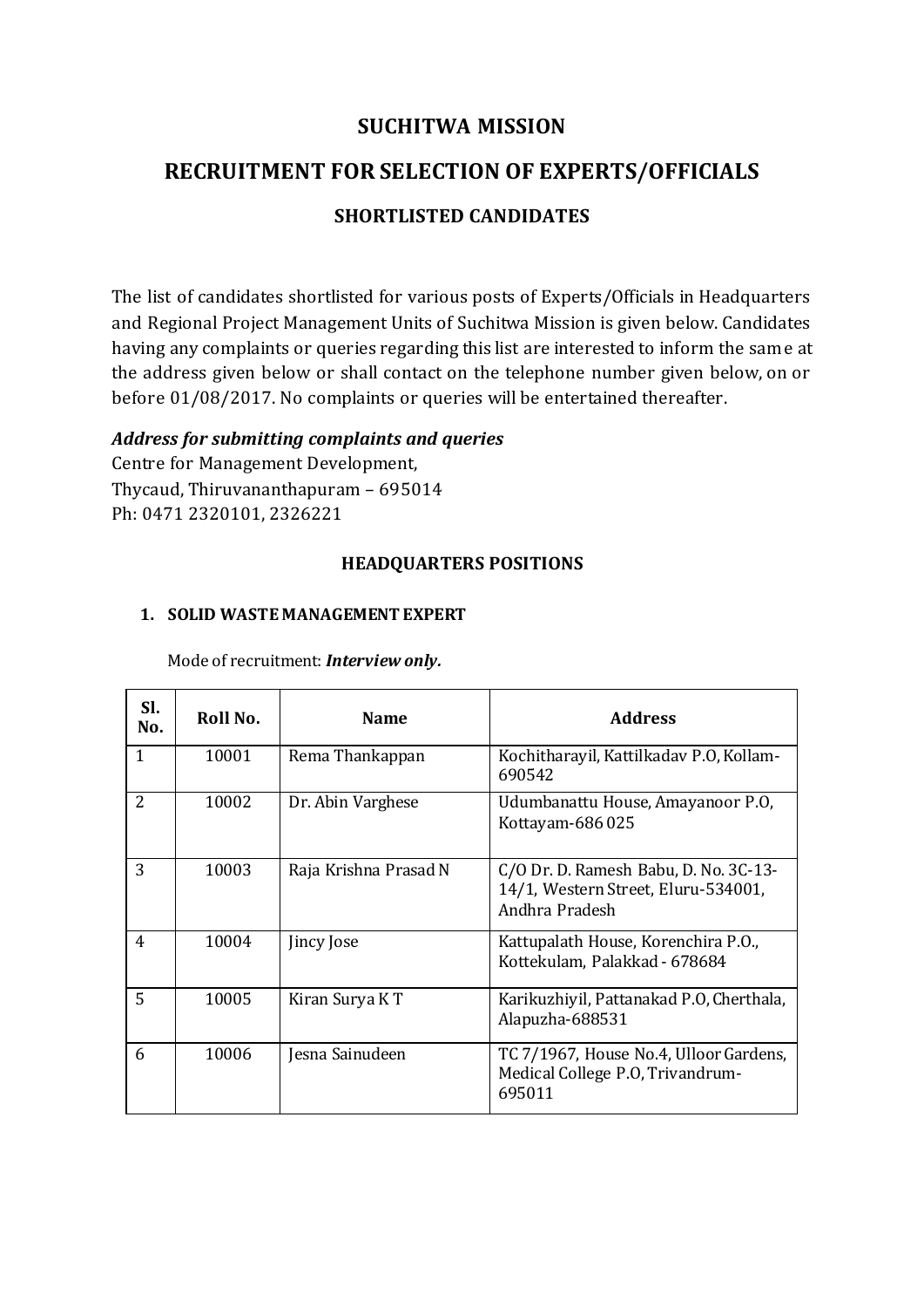# SUCHITWA MISSION

## RECRUITMENT FOR SELECTION OF EXPERTS/OFFICIALS

### SHORTLISTED CANDIDATES

The list of candidates shortlisted for various posts of Experts/Officials in Headquarters and Regional Project Management Units of Suchitwa Mission is given below. Candidates having any complaints or queries regarding this list are interested to inform the same at the address given below or shall contact on the telephone number given below, on or before 01/08/2017. No complaints or queries will be entertained thereafter.

***Address for submitting complaints and queries***

Centre for Management Development,
Thycaud, Thiruvananthapuram – 695014
Ph: 0471 2320101, 2326221

### HEADQUARTERS POSITIONS

1. **SOLID WASTE MANAGEMENT EXPERT**

Mode of recruitment: ***Interview only.***

| Sl. No. | Roll No. | Name | Address |
|---|---|---|---|
| 1 | 10001 | Rema Thankappan | Kochitharayil, Kattilkadav P.O, Kollam-690542 |
| 2 | 10002 | Dr. Abin Varghese | Udumbanattu House, Amayanoor P.O, Kottayam-686 025 |
| 3 | 10003 | Raja Krishna Prasad N | C/O Dr. D. Ramesh Babu, D. No. 3C-13-14/1, Western Street, Eluru-534001, Andhra Pradesh |
| 4 | 10004 | Jincy Jose | Kattupalath House, Korenchira P.O., Kottekulam, Palakkad - 678684 |
| 5 | 10005 | Kiran Surya K T | Karikuzhiyil, Pattanakad P.O, Cherthala, Alapuzha-688531 |
| 6 | 10006 | Jesna Sainudeen | TC 7/1967, House No.4, Ulloor Gardens, Medical College P.O, Trivandrum-695011 |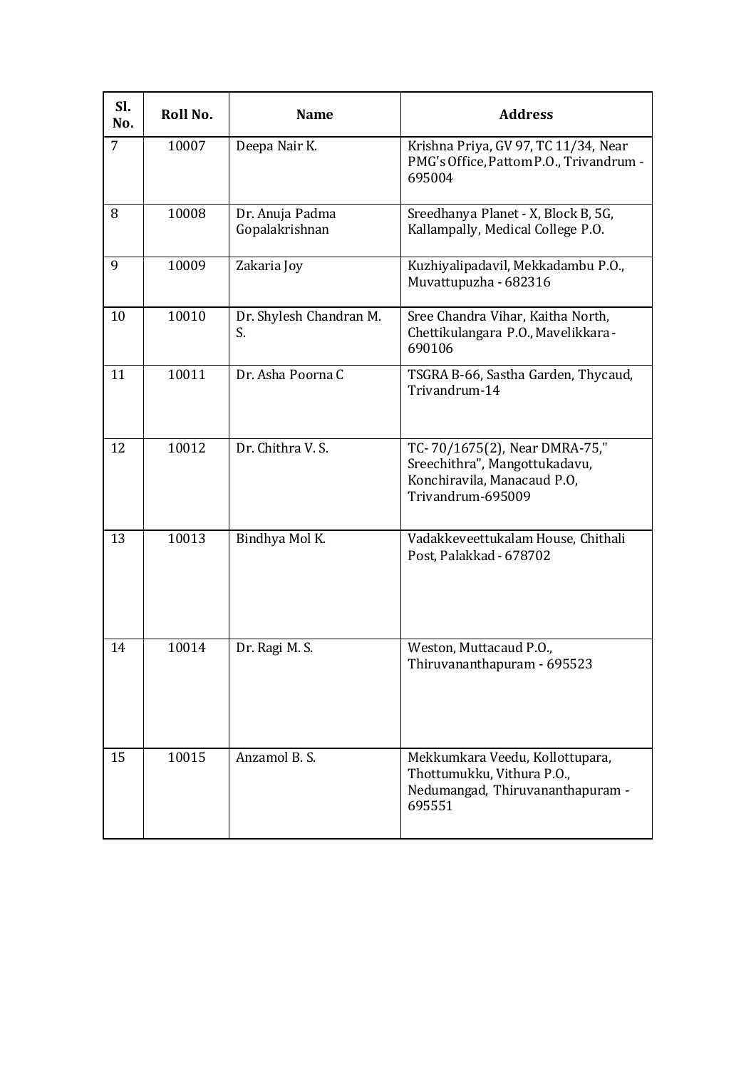| Sl. No. | Roll No. | Name | Address |
| --- | --- | --- | --- |
| 7 | 10007 | Deepa Nair K. | Krishna Priya, GV 97, TC 11/34, Near PMG's Office, Pattom P.O., Trivandrum - 695004 |
| 8 | 10008 | Dr. Anuja Padma Gopalakrishnan | Sreedhanya Planet - X, Block B, 5G, Kallampally, Medical College P.O. |
| 9 | 10009 | Zakaria Joy | Kuzhiyalipadavil, Mekkadambu P.O., Muvattupuzha - 682316 |
| 10 | 10010 | Dr. Shylesh Chandran M. S. | Sree Chandra Vihar, Kaitha North, Chettikulangara P.O., Mavelikkara - 690106 |
| 11 | 10011 | Dr. Asha Poorna C | TSGRA B-66, Sastha Garden, Thycaud, Trivandrum-14 |
| 12 | 10012 | Dr. Chithra V. S. | TC- 70/1675(2), Near DMRA-75," Sreechithra", Mangottukadavu, Konchiravila, Manacaud P.O, Trivandrum-695009 |
| 13 | 10013 | Bindhya Mol K. | Vadakkeveettukalam House, Chithali Post, Palakkad - 678702 |
| 14 | 10014 | Dr. Ragi M. S. | Weston, Muttacaud P.O., Thiruvananthapuram - 695523 |
| 15 | 10015 | Anzamol B. S. | Mekkumkara Veedu, Kollottupara, Thottumukku, Vithura P.O., Nedumangad, Thiruvananthapuram - 695551 |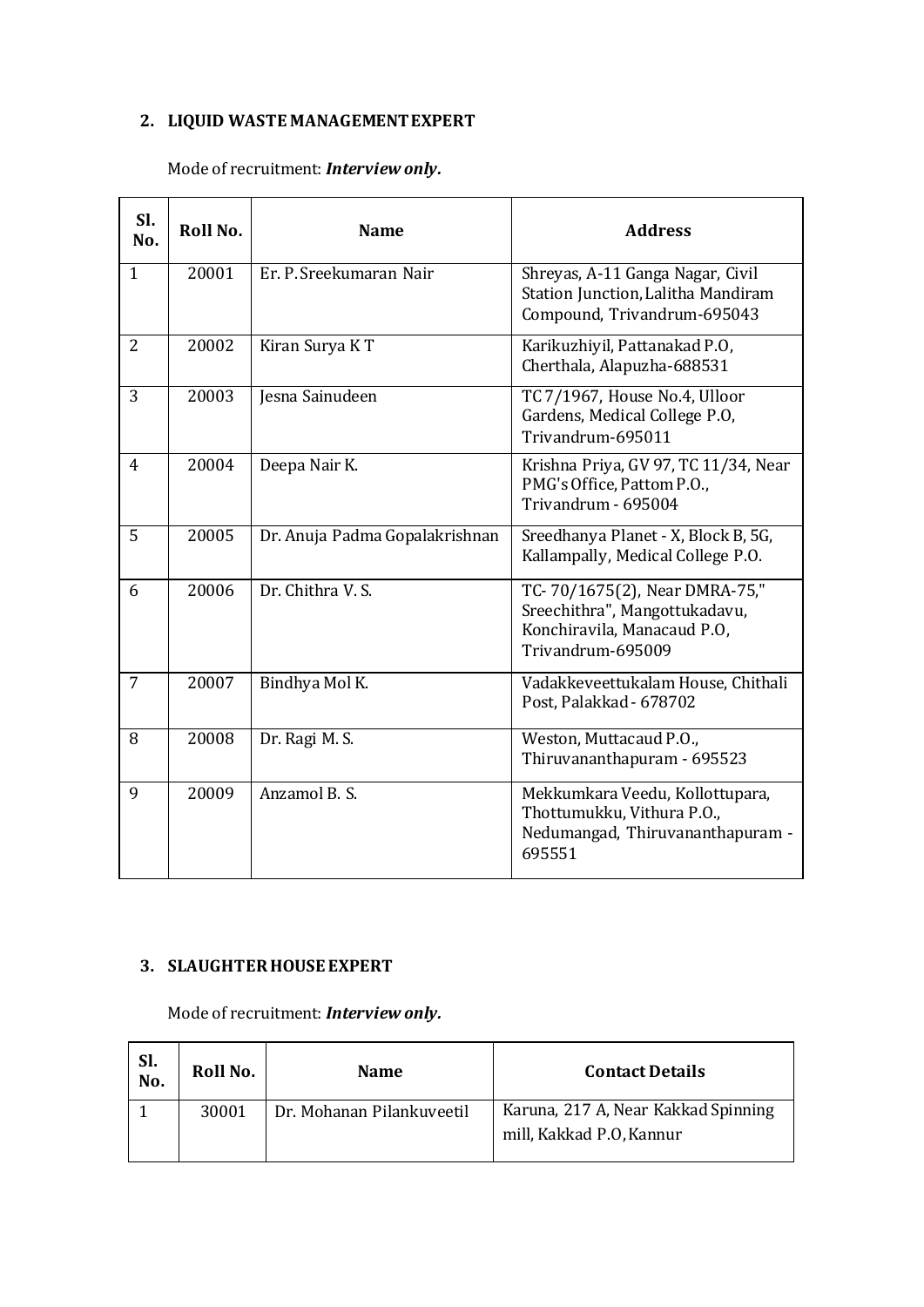## 2. LIQUID WASTE MANAGEMENT EXPERT

Mode of recruitment: ***Interview only.***

| Sl. No. | Roll No. | Name | Address |
|---|---|---|---|
| 1 | 20001 | Er. P. Sreekumaran Nair | Shreyas, A-11 Ganga Nagar, Civil Station Junction, Lalitha Mandiram Compound, Trivandrum-695043 |
| 2 | 20002 | Kiran Surya K T | Karikuzhiyil, Pattanakad P.O, Cherthala, Alapuzha-688531 |
| 3 | 20003 | Jesna Sainudeen | TC 7/1967, House No.4, Ulloor Gardens, Medical College P.O, Trivandrum-695011 |
| 4 | 20004 | Deepa Nair K. | Krishna Priya, GV 97, TC 11/34, Near PMG's Office, Pattom P.O., Trivandrum - 695004 |
| 5 | 20005 | Dr. Anuja Padma Gopalakrishnan | Sreedhanya Planet - X, Block B, 5G, Kallampally, Medical College P.O. |
| 6 | 20006 | Dr. Chithra V. S. | TC- 70/1675(2), Near DMRA-75," Sreechithra", Mangottukadavu, Konchiravila, Manacaud P.O, Trivandrum-695009 |
| 7 | 20007 | Bindhya Mol K. | Vadakkeveettukalam House, Chithali Post, Palakkad - 678702 |
| 8 | 20008 | Dr. Ragi M. S. | Weston, Muttacaud P.O., Thiruvananthapuram - 695523 |
| 9 | 20009 | Anzamol B. S. | Mekkumkara Veedu, Kollottupara, Thottumukku, Vithura P.O., Nedumangad, Thiruvananthapuram - 695551 |

## 3. SLAUGHTER HOUSE EXPERT

Mode of recruitment: ***Interview only.***

| Sl. No. | Roll No. | Name | Contact Details |
|---|---|---|---|
| 1 | 30001 | Dr. Mohanan Pilankuveetil | Karuna, 217 A, Near Kakkad Spinning mill, Kakkad P.O, Kannur |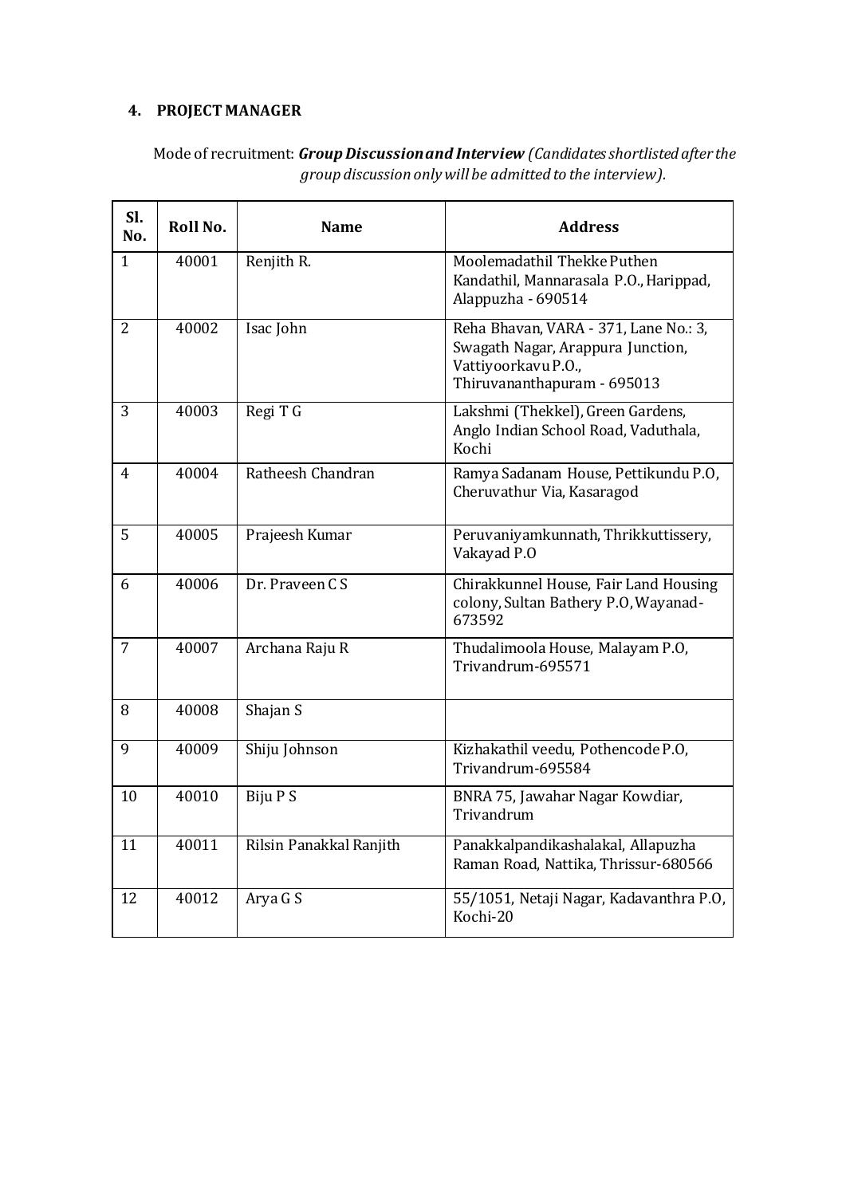## 4. PROJECT MANAGER

Mode of recruitment: ***Group Discussion and Interview*** *(Candidates shortlisted after the group discussion only will be admitted to the interview).*

| Sl. No. | Roll No. | Name | Address |
|---|---|---|---|
| 1 | 40001 | Renjith R. | Moolemadathil Thekke Puthen Kandathil, Mannarasala P.O., Harippad, Alappuzha - 690514 |
| 2 | 40002 | Isac John | Reha Bhavan, VARA - 371, Lane No.: 3, Swagath Nagar, Arappura Junction, Vattiyoorkavu P.O., Thiruvananthapuram - 695013 |
| 3 | 40003 | Regi T G | Lakshmi (Thekkel), Green Gardens, Anglo Indian School Road, Vaduthala, Kochi |
| 4 | 40004 | Ratheesh Chandran | Ramya Sadanam House, Pettikundu P.O, Cheruvathur Via, Kasaragod |
| 5 | 40005 | Prajeesh Kumar | Peruvaniyamkunnath, Thrikkuttissery, Vakayad P.O |
| 6 | 40006 | Dr. Praveen C S | Chirakkunnel House, Fair Land Housing colony, Sultan Bathery P.O, Wayanad-673592 |
| 7 | 40007 | Archana Raju R | Thudalimoola House, Malayam P.O, Trivandrum-695571 |
| 8 | 40008 | Shajan S | |
| 9 | 40009 | Shiju Johnson | Kizhakathil veedu, Pothencode P.O, Trivandrum-695584 |
| 10 | 40010 | Biju P S | BNRA 75, Jawahar Nagar Kowdiar, Trivandrum |
| 11 | 40011 | Rilsin Panakkal Ranjith | Panakkalpandikashalakal, Allapuzha Raman Road, Nattika, Thrissur-680566 |
| 12 | 40012 | Arya G S | 55/1051, Netaji Nagar, Kadavanthra P.O, Kochi-20 |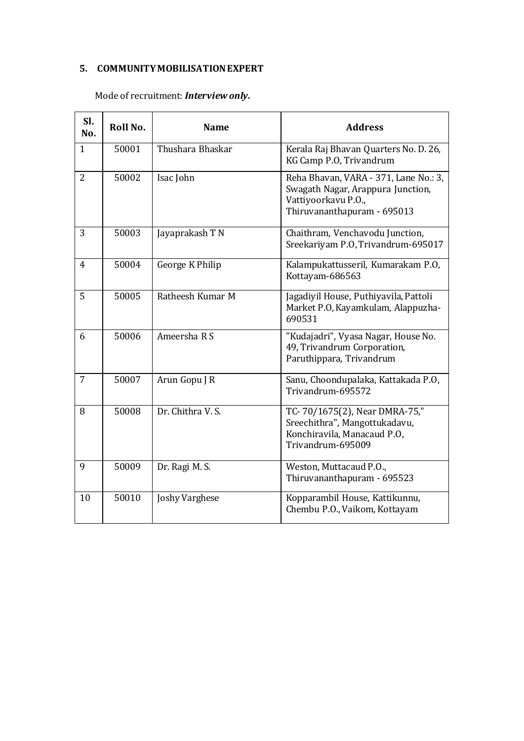## 5. COMMUNITY MOBILISATION EXPERT

Mode of recruitment: ***Interview only.***

| Sl. No. | Roll No. | Name | Address |
|---|---|---|---|
| 1 | 50001 | Thushara Bhaskar | Kerala Raj Bhavan Quarters No. D. 26, KG Camp P.O, Trivandrum |
| 2 | 50002 | Isac John | Reha Bhavan, VARA - 371, Lane No.: 3, Swagath Nagar, Arappura Junction, Vattiyoorkavu P.O., Thiruvananthapuram - 695013 |
| 3 | 50003 | Jayaprakash T N | Chaithram, Venchavodu Junction, Sreekariyam P.O, Trivandrum-695017 |
| 4 | 50004 | George K Philip | Kalampukattusseril, Kumarakam P.O, Kottayam-686563 |
| 5 | 50005 | Ratheesh Kumar M | Jagadiyil House, Puthiyavila, Pattoli Market P.O, Kayamkulam, Alappuzha-690531 |
| 6 | 50006 | Ameersha R S | "Kudajadri", Vyasa Nagar, House No. 49, Trivandrum Corporation, Paruthippara, Trivandrum |
| 7 | 50007 | Arun Gopu J R | Sanu, Choondupalaka, Kattakada P.O, Trivandrum-695572 |
| 8 | 50008 | Dr. Chithra V. S. | TC- 70/1675(2), Near DMRA-75," Sreechithra", Mangottukadavu, Konchiravila, Manacaud P.O, Trivandrum-695009 |
| 9 | 50009 | Dr. Ragi M. S. | Weston, Muttacaud P.O., Thiruvananthapuram - 695523 |
| 10 | 50010 | Joshy Varghese | Kopparambil House, Kattikunnu, Chembu P.O., Vaikom, Kottayam |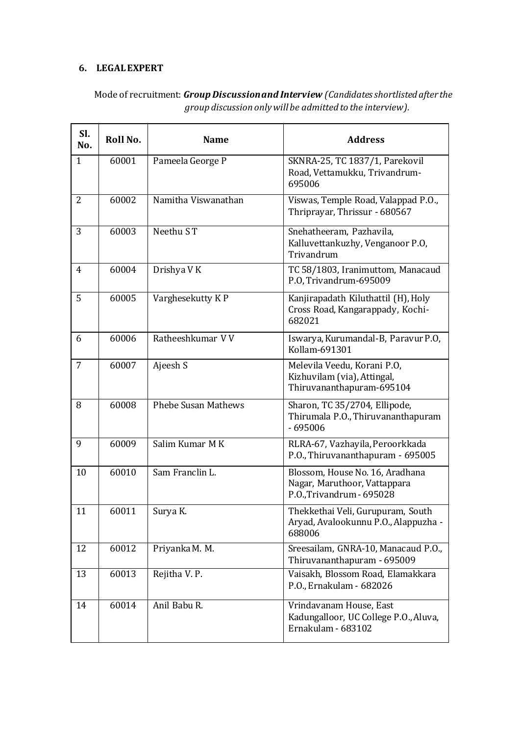### 6. LEGAL EXPERT

Mode of recruitment: ***Group Discussion and Interview*** *(Candidates shortlisted after the group discussion only will be admitted to the interview).*

| Sl. No. | Roll No. | Name | Address |
|---|---|---|---|
| 1 | 60001 | Pameela George P | SKNRA-25, TC 1837/1, Parekovil Road, Vettamukku, Trivandrum-695006 |
| 2 | 60002 | Namitha Viswanathan | Viswas, Temple Road, Valappad P.O., Thriprayar, Thrissur - 680567 |
| 3 | 60003 | Neethu S T | Snehatheeram, Pazhavila, Kalluvettankuzhy, Venganoor P.O, Trivandrum |
| 4 | 60004 | Drishya V K | TC 58/1803, Iranimuttom, Manacaud P.O, Trivandrum-695009 |
| 5 | 60005 | Varghesekutty K P | Kanjirapadath Kiluthattil (H), Holy Cross Road, Kangarappady, Kochi-682021 |
| 6 | 60006 | Ratheeshkumar V V | Iswarya, Kurumandal-B, Paravur P.O, Kollam-691301 |
| 7 | 60007 | Ajeesh S | Melevila Veedu, Korani P.O, Kizhuvilam (via), Attingal, Thiruvananthapuram-695104 |
| 8 | 60008 | Phebe Susan Mathews | Sharon, TC 35/2704, Ellipode, Thirumala P.O., Thiruvananthapuram - 695006 |
| 9 | 60009 | Salim Kumar M K | RLRA-67, Vazhayila, Peroorkkada P.O., Thiruvananthapuram - 695005 |
| 10 | 60010 | Sam Franclin L. | Blossom, House No. 16, Aradhana Nagar, Maruthoor, Vattappara P.O.,Trivandrum - 695028 |
| 11 | 60011 | Surya K. | Thekkethai Veli, Gurupuram, South Aryad, Avalookunnu P.O., Alappuzha - 688006 |
| 12 | 60012 | Priyanka M. M. | Sreesailam, GNRA-10, Manacaud P.O., Thiruvananthapuram - 695009 |
| 13 | 60013 | Rejitha V. P. | Vaisakh, Blossom Road, Elamakkara P.O., Ernakulam - 682026 |
| 14 | 60014 | Anil Babu R. | Vrindavanam House, East Kadungalloor, UC College P.O., Aluva, Ernakulam - 683102 |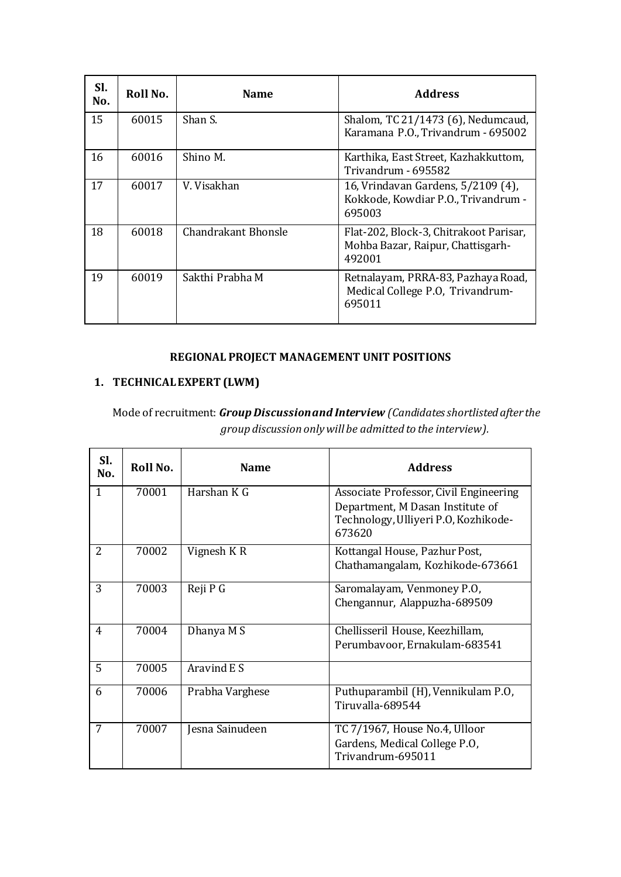| Sl. No. | Roll No. | Name | Address |
|---|---|---|---|
| 15 | 60015 | Shan S. | Shalom, TC 21/1473 (6), Nedumcaud, Karamana P.O., Trivandrum - 695002 |
| 16 | 60016 | Shino M. | Karthika, East Street, Kazhakkuttom, Trivandrum - 695582 |
| 17 | 60017 | V. Visakhan | 16, Vrindavan Gardens, 5/2109 (4), Kokkode, Kowdiar P.O., Trivandrum - 695003 |
| 18 | 60018 | Chandrakant Bhonsle | Flat-202, Block-3, Chitrakoot Parisar, Mohba Bazar, Raipur, Chattisgarh-492001 |
| 19 | 60019 | Sakthi Prabha M | Retnalayam, PRRA-83, Pazhaya Road, Medical College P.O, Trivandrum-695011 |

## REGIONAL PROJECT MANAGEMENT UNIT POSITIONS

### 1. TECHNICAL EXPERT (LWM)

Mode of recruitment: ***Group Discussion and Interview*** *(Candidates shortlisted after the group discussion only will be admitted to the interview).*

| Sl. No. | Roll No. | Name | Address |
|---|---|---|---|
| 1 | 70001 | Harshan K G | Associate Professor, Civil Engineering Department, M Dasan Institute of Technology, Ulliyeri P.O, Kozhikode-673620 |
| 2 | 70002 | Vignesh K R | Kottangal House, Pazhur Post, Chathamangalam, Kozhikode-673661 |
| 3 | 70003 | Reji P G | Saromalayam, Venmoney P.O, Chengannur, Alappuzha-689509 |
| 4 | 70004 | Dhanya M S | Chellisseril House, Keezhillam, Perumbavoor, Ernakulam-683541 |
| 5 | 70005 | Aravind E S | |
| 6 | 70006 | Prabha Varghese | Puthuparambil (H), Vennikulam P.O, Tiruvalla-689544 |
| 7 | 70007 | Jesna Sainudeen | TC 7/1967, House No.4, Ulloor Gardens, Medical College P.O, Trivandrum-695011 |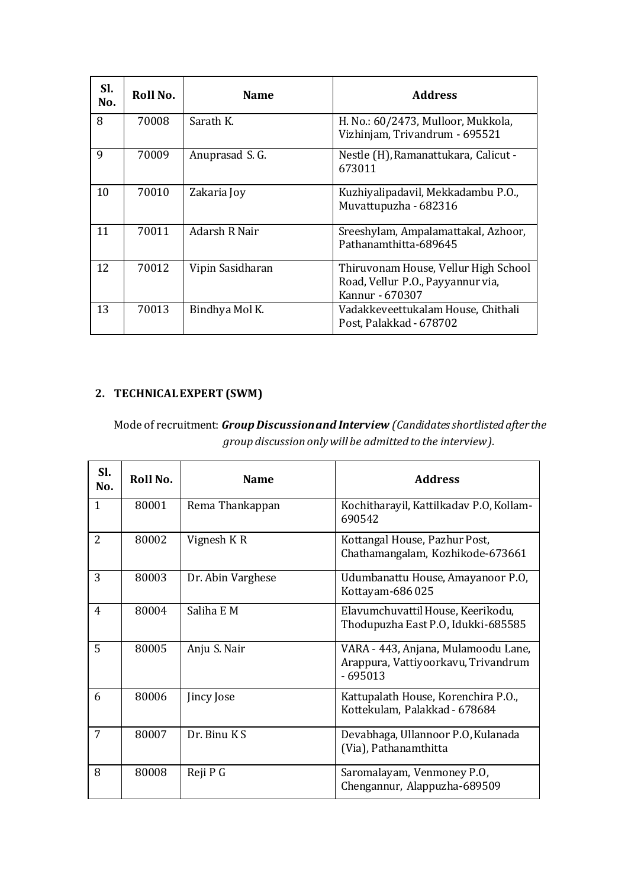| Sl. No. | Roll No. | Name | Address |
|---|---|---|---|
| 8 | 70008 | Sarath K. | H. No.: 60/2473, Mulloor, Mukkola, Vizhinjam, Trivandrum - 695521 |
| 9 | 70009 | Anuprasad S. G. | Nestle (H), Ramanattukara, Calicut - 673011 |
| 10 | 70010 | Zakaria Joy | Kuzhiyalipadavil, Mekkadambu P.O., Muvattupuzha - 682316 |
| 11 | 70011 | Adarsh R Nair | Sreeshylam, Ampalamattakal, Azhoor, Pathanamthitta-689645 |
| 12 | 70012 | Vipin Sasidharan | Thiruvonam House, Vellur High School Road, Vellur P.O., Payyannur via, Kannur - 670307 |
| 13 | 70013 | Bindhya Mol K. | Vadakkeveettukalam House, Chithali Post, Palakkad - 678702 |

## 2. TECHNICAL EXPERT (SWM)

Mode of recruitment: ***Group Discussion and Interview*** *(Candidates shortlisted after the group discussion only will be admitted to the interview).*

| Sl. No. | Roll No. | Name | Address |
|---|---|---|---|
| 1 | 80001 | Rema Thankappan | Kochitharayil, Kattilkadav P.O, Kollam-690542 |
| 2 | 80002 | Vignesh K R | Kottangal House, Pazhur Post, Chathamangalam, Kozhikode-673661 |
| 3 | 80003 | Dr. Abin Varghese | Udumbanattu House, Amayanoor P.O, Kottayam-686 025 |
| 4 | 80004 | Saliha E M | Elavumchuvattil House, Keerikodu, Thodupuzha East P.O, Idukki-685585 |
| 5 | 80005 | Anju S. Nair | VARA - 443, Anjana, Mulamoodu Lane, Arappura, Vattiyoorkavu, Trivandrum - 695013 |
| 6 | 80006 | Jincy Jose | Kattupalath House, Korenchira P.O., Kottekulam, Palakkad - 678684 |
| 7 | 80007 | Dr. Binu K S | Devabhaga, Ullannoor P.O, Kulanada (Via), Pathanamthitta |
| 8 | 80008 | Reji P G | Saromalayam, Venmoney P.O, Chengannur, Alappuzha-689509 |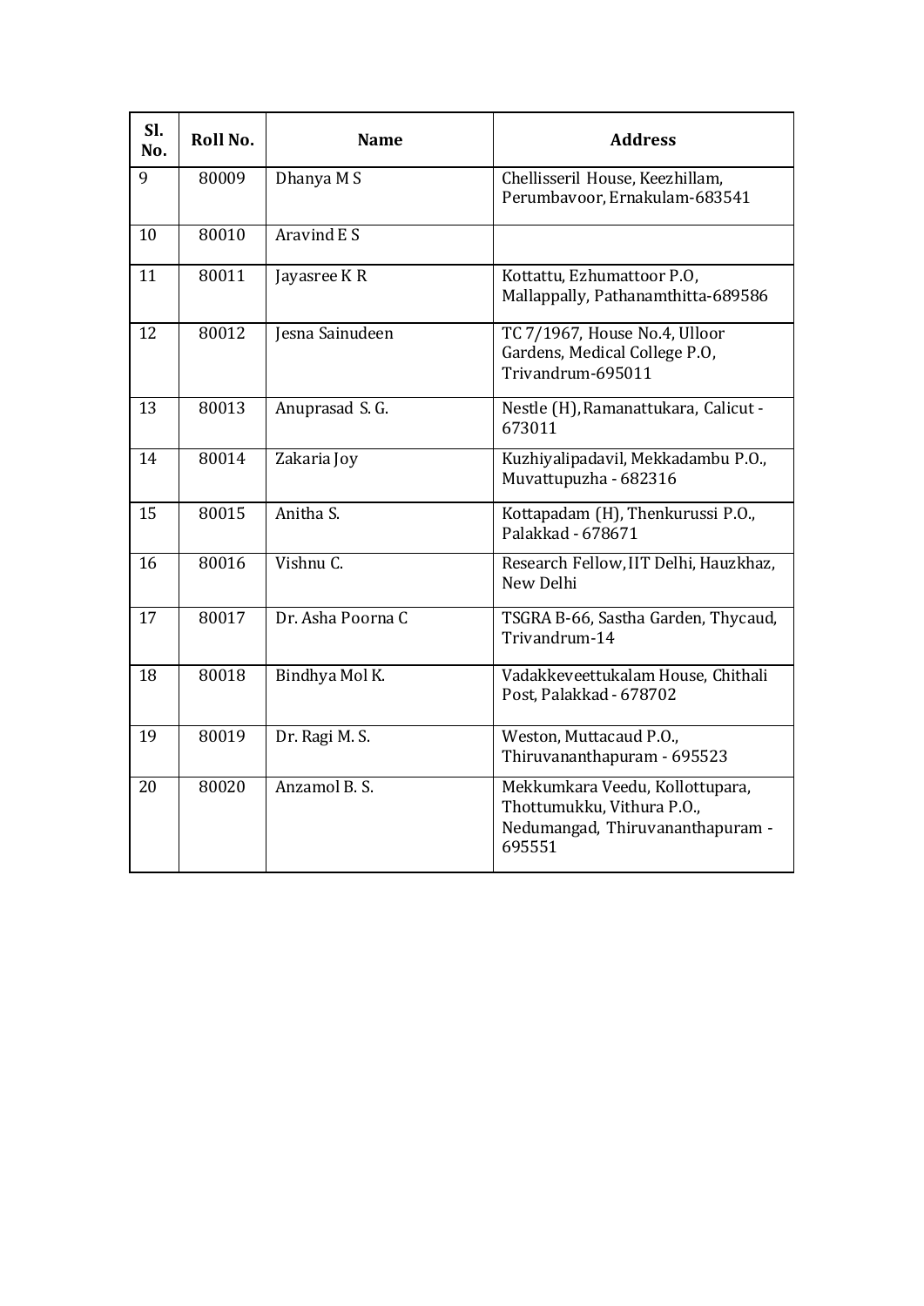| Sl. No. | Roll No. | Name | Address |
|---|---|---|---|
| 9 | 80009 | Dhanya M S | Chellisseril House, Keezhillam, Perumbavoor, Ernakulam-683541 |
| 10 | 80010 | Aravind E S | |
| 11 | 80011 | Jayasree K R | Kottattu, Ezhumattoor P.O, Mallappally, Pathanamthitta-689586 |
| 12 | 80012 | Jesna Sainudeen | TC 7/1967, House No.4, Ulloor Gardens, Medical College P.O, Trivandrum-695011 |
| 13 | 80013 | Anuprasad S. G. | Nestle (H), Ramanattukara, Calicut - 673011 |
| 14 | 80014 | Zakaria Joy | Kuzhiyalipadavil, Mekkadambu P.O., Muvattupuzha - 682316 |
| 15 | 80015 | Anitha S. | Kottapadam (H), Thenkurussi P.O., Palakkad - 678671 |
| 16 | 80016 | Vishnu C. | Research Fellow, IIT Delhi, Hauzkhaz, New Delhi |
| 17 | 80017 | Dr. Asha Poorna C | TSGRA B-66, Sastha Garden, Thycaud, Trivandrum-14 |
| 18 | 80018 | Bindhya Mol K. | Vadakkeveettukalam House, Chithali Post, Palakkad - 678702 |
| 19 | 80019 | Dr. Ragi M. S. | Weston, Muttacaud P.O., Thiruvananthapuram - 695523 |
| 20 | 80020 | Anzamol B. S. | Mekkumkara Veedu, Kollottupara, Thottumukku, Vithura P.O., Nedumangad, Thiruvananthapuram - 695551 |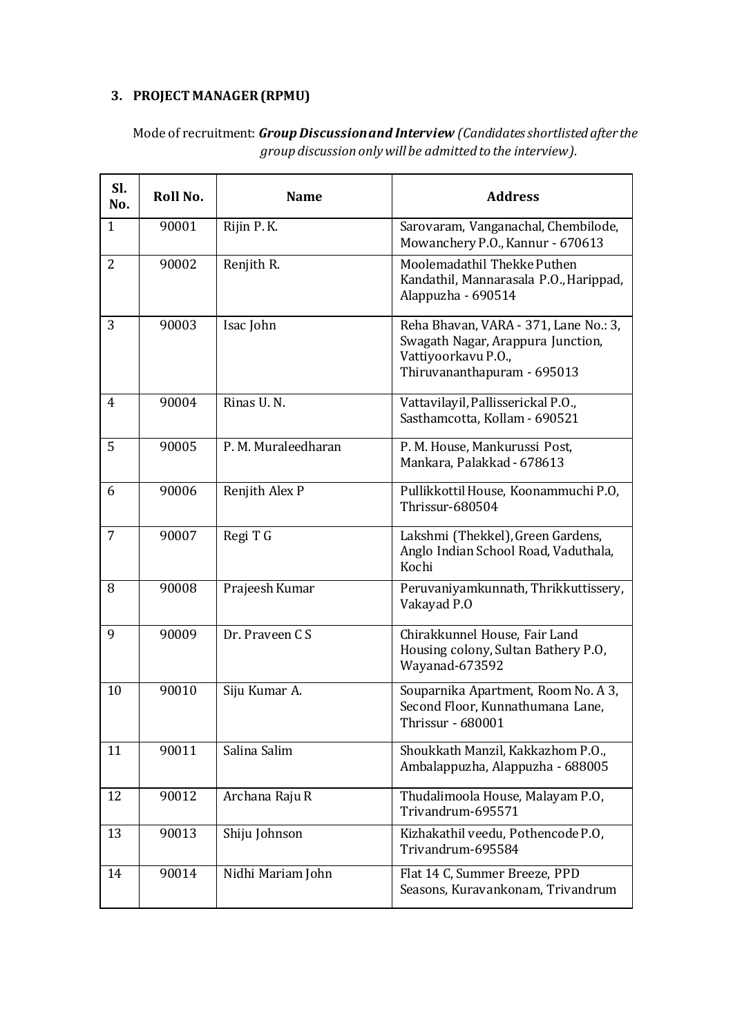### 3. PROJECT MANAGER (RPMU)

Mode of recruitment: ***Group Discussion and Interview*** *(Candidates shortlisted after the group discussion only will be admitted to the interview).*

| Sl. No. | Roll No. | Name | Address |
|---|---|---|---|
| 1 | 90001 | Rijin P. K. | Sarovaram, Vanganachal, Chembilode, Mowanchery P.O., Kannur - 670613 |
| 2 | 90002 | Renjith R. | Moolemadathil Thekke Puthen Kandathil, Mannarasala P.O., Harippad, Alappuzha - 690514 |
| 3 | 90003 | Isac John | Reha Bhavan, VARA - 371, Lane No.: 3, Swagath Nagar, Arappura Junction, Vattiyoorkavu P.O., Thiruvananthapuram - 695013 |
| 4 | 90004 | Rinas U. N. | Vattavilayil, Pallisserickal P.O., Sasthamcotta, Kollam - 690521 |
| 5 | 90005 | P. M. Muraleedharan | P. M. House, Mankurussi Post, Mankara, Palakkad - 678613 |
| 6 | 90006 | Renjith Alex P | Pullikkottil House, Koonammuchi P.O, Thrissur-680504 |
| 7 | 90007 | Regi T G | Lakshmi (Thekkel), Green Gardens, Anglo Indian School Road, Vaduthala, Kochi |
| 8 | 90008 | Prajeesh Kumar | Peruvaniyamkunnath, Thrikkuttissery, Vakayad P.O |
| 9 | 90009 | Dr. Praveen C S | Chirakkunnel House, Fair Land Housing colony, Sultan Bathery P.O, Wayanad-673592 |
| 10 | 90010 | Siju Kumar A. | Souparnika Apartment, Room No. A 3, Second Floor, Kunnathumana Lane, Thrissur - 680001 |
| 11 | 90011 | Salina Salim | Shoukkath Manzil, Kakkazhom P.O., Ambalappuzha, Alappuzha - 688005 |
| 12 | 90012 | Archana Raju R | Thudalimoola House, Malayam P.O, Trivandrum-695571 |
| 13 | 90013 | Shiju Johnson | Kizhakathil veedu, Pothencode P.O, Trivandrum-695584 |
| 14 | 90014 | Nidhi Mariam John | Flat 14 C, Summer Breeze, PPD Seasons, Kuravankonam, Trivandrum |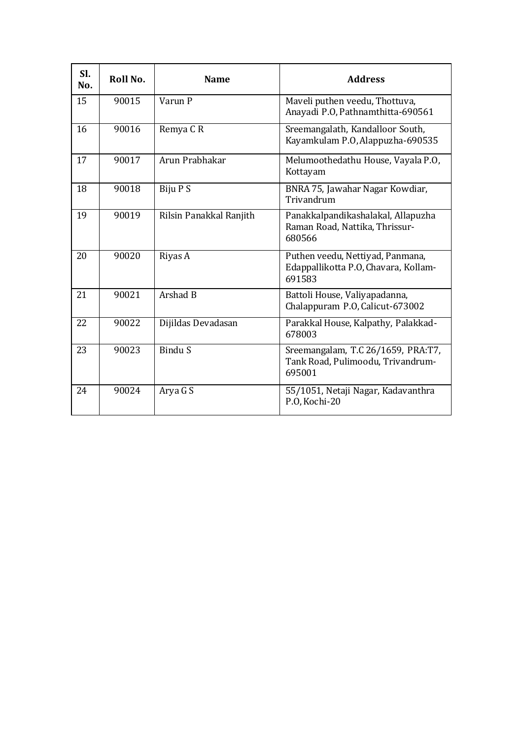| Sl. No. | Roll No. | Name | Address |
|---|---|---|---|
| 15 | 90015 | Varun P | Maveli puthen veedu, Thottuva, Anayadi P.O, Pathnamthitta-690561 |
| 16 | 90016 | Remya C R | Sreemangalath, Kandalloor South, Kayamkulam P.O, Alappuzha-690535 |
| 17 | 90017 | Arun Prabhakar | Melumoothedathu House, Vayala P.O, Kottayam |
| 18 | 90018 | Biju P S | BNRA 75, Jawahar Nagar Kowdiar, Trivandrum |
| 19 | 90019 | Rilsin Panakkal Ranjith | Panakkalpandikashalakal, Allapuzha Raman Road, Nattika, Thrissur-680566 |
| 20 | 90020 | Riyas A | Puthen veedu, Nettiyad, Panmana, Edappallikotta P.O, Chavara, Kollam-691583 |
| 21 | 90021 | Arshad B | Battoli House, Valiyapadanna, Chalappuram P.O, Calicut-673002 |
| 22 | 90022 | Dijildas Devadasan | Parakkal House, Kalpathy, Palakkad-678003 |
| 23 | 90023 | Bindu S | Sreemangalam, T.C 26/1659, PRA:T7, Tank Road, Pulimoodu, Trivandrum-695001 |
| 24 | 90024 | Arya G S | 55/1051, Netaji Nagar, Kadavanthra P.O, Kochi-20 |